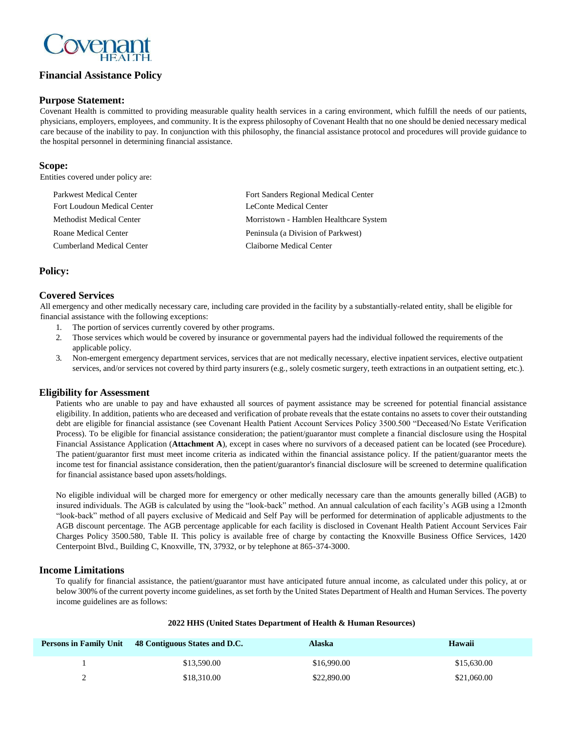Covenant HEALTH

# Financial Assistance Policy

## Purpose Statement:

Covenant Health is committed to providing measurable quality health services in a caring environment, which fulfill the needs of our patients, physicians, employers, employees, and community. It is the express philosophy of Covenant Health that no one should be denied necessary medical care because of the inability to pay. In conjunction with this philosophy, the financial assistance protocol and procedures will provide guidance to the hospital personnel in determining financial assistance.

## Scope:

Entities covered under policy are:

- Parkwest Medical Center
- Fort Loudoun Medical Center
- Methodist Medical Center
- Roane Medical Center
- Cumberland Medical Center
- Fort Sanders Regional Medical Center
- LeConte Medical Center
- Morristown - Hamblen Healthcare System
- Peninsula (a Division of Parkwest)
- Claiborne Medical Center

## Policy:

### Covered Services

All emergency and other medically necessary care, including care provided in the facility by a substantially-related entity, shall be eligible for financial assistance with the following exceptions:

1. The portion of services currently covered by other programs.
2. Those services which would be covered by insurance or governmental payers had the individual followed the requirements of the applicable policy.
3. Non-emergent emergency department services, services that are not medically necessary, elective inpatient services, elective outpatient services, and/or services not covered by third party insurers (e.g., solely cosmetic surgery, teeth extractions in an outpatient setting, etc.).

### Eligibility for Assessment

Patients who are unable to pay and have exhausted all sources of payment assistance may be screened for potential financial assistance eligibility. In addition, patients who are deceased and verification of probate reveals that the estate contains no assets to cover their outstanding debt are eligible for financial assistance (see Covenant Health Patient Account Services Policy 3500.500 "Deceased/No Estate Verification Process). To be eligible for financial assistance consideration; the patient/guarantor must complete a financial disclosure using the Hospital Financial Assistance Application (**Attachment A**), except in cases where no survivors of a deceased patient can be located (see Procedure). The patient/guarantor first must meet income criteria as indicated within the financial assistance policy. If the patient/guarantor meets the income test for financial assistance consideration, then the patient/guarantor's financial disclosure will be screened to determine qualification for financial assistance based upon assets/holdings.

No eligible individual will be charged more for emergency or other medically necessary care than the amounts generally billed (AGB) to insured individuals. The AGB is calculated by using the "look-back" method. An annual calculation of each facility's AGB using a 12month "look-back" method of all payers exclusive of Medicaid and Self Pay will be performed for determination of applicable adjustments to the AGB discount percentage. The AGB percentage applicable for each facility is disclosed in Covenant Health Patient Account Services Fair Charges Policy 3500.580, Table II. This policy is available free of charge by contacting the Knoxville Business Office Services, 1420 Centerpoint Blvd., Building C, Knoxville, TN, 37932, or by telephone at 865-374-3000.

### Income Limitations

To qualify for financial assistance, the patient/guarantor must have anticipated future annual income, as calculated under this policy, at or below 300% of the current poverty income guidelines, as set forth by the United States Department of Health and Human Services. The poverty income guidelines are as follows:

**2022 HHS (United States Department of Health & Human Resources)**

| Persons in Family Unit | 48 Contiguous States and D.C. | Alaska | Hawaii |
|---|---|---|---|
| 1 | $13,590.00 | $16,990.00 | $15,630.00 |
| 2 | $18,310.00 | $22,890.00 | $21,060.00 |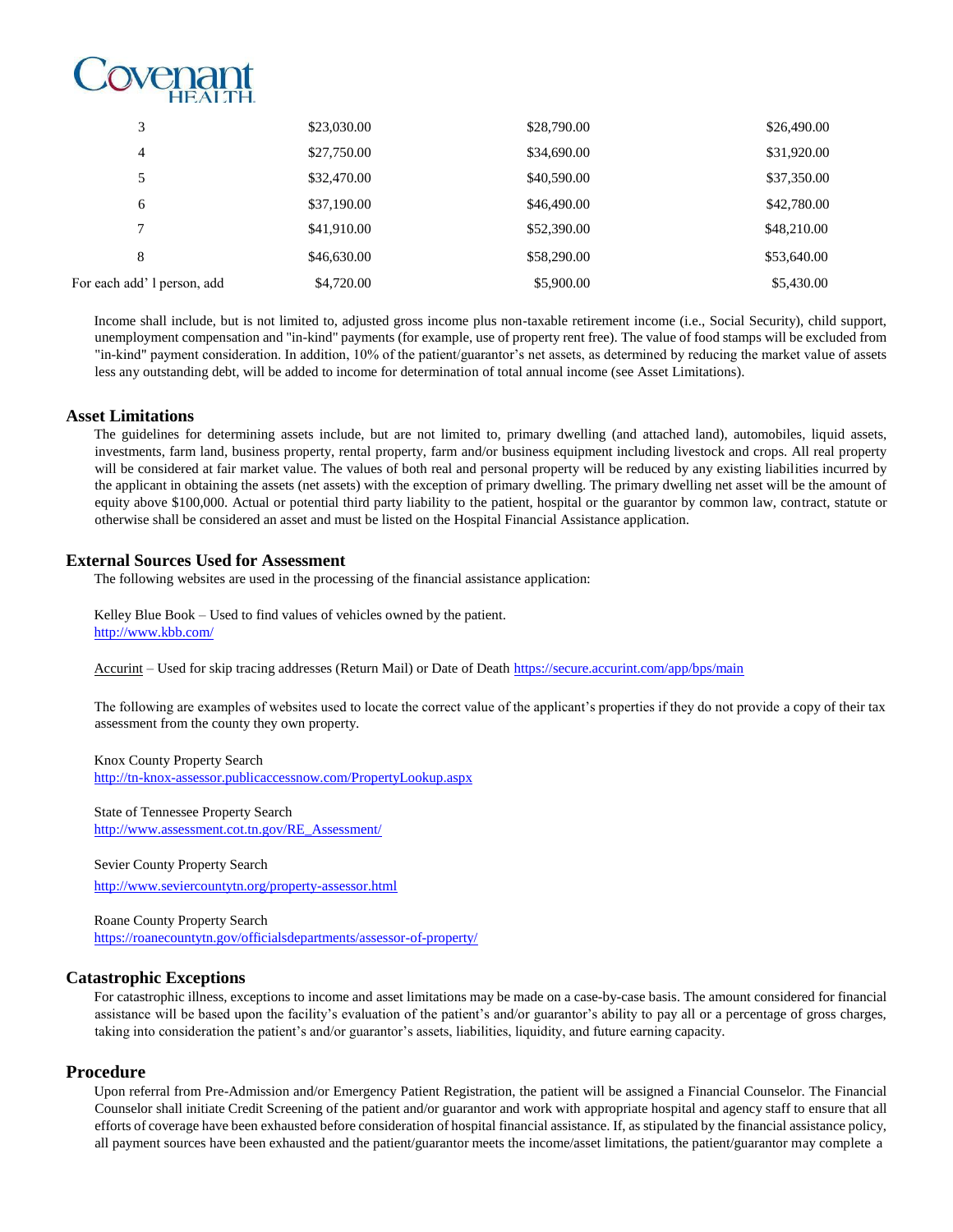| 3 | $23,030.00 | $28,790.00 | $26,490.00 |
|---|---|---|---|
| 4 | $27,750.00 | $34,690.00 | $31,920.00 |
| 5 | $32,470.00 | $40,590.00 | $37,350.00 |
| 6 | $37,190.00 | $46,490.00 | $42,780.00 |
| 7 | $41,910.00 | $52,390.00 | $48,210.00 |
| 8 | $46,630.00 | $58,290.00 | $53,640.00 |
| For each add' l person, add | $4,720.00 | $5,900.00 | $5,430.00 |

Income shall include, but is not limited to, adjusted gross income plus non-taxable retirement income (i.e., Social Security), child support, unemployment compensation and "in-kind" payments (for example, use of property rent free). The value of food stamps will be excluded from "in-kind" payment consideration. In addition, 10% of the patient/guarantor's net assets, as determined by reducing the market value of assets less any outstanding debt, will be added to income for determination of total annual income (see Asset Limitations).

## Asset Limitations

The guidelines for determining assets include, but are not limited to, primary dwelling (and attached land), automobiles, liquid assets, investments, farm land, business property, rental property, farm and/or business equipment including livestock and crops. All real property will be considered at fair market value. The values of both real and personal property will be reduced by any existing liabilities incurred by the applicant in obtaining the assets (net assets) with the exception of primary dwelling. The primary dwelling net asset will be the amount of equity above $100,000. Actual or potential third party liability to the patient, hospital or the guarantor by common law, contract, statute or otherwise shall be considered an asset and must be listed on the Hospital Financial Assistance application.

## External Sources Used for Assessment

The following websites are used in the processing of the financial assistance application:

Kelley Blue Book – Used to find values of vehicles owned by the patient.
http://www.kbb.com/

Accurint – Used for skip tracing addresses (Return Mail) or Date of Death https://secure.accurint.com/app/bps/main

The following are examples of websites used to locate the correct value of the applicant's properties if they do not provide a copy of their tax assessment from the county they own property.

Knox County Property Search
http://tn-knox-assessor.publicaccessnow.com/PropertyLookup.aspx

State of Tennessee Property Search
http://www.assessment.cot.tn.gov/RE_Assessment/

Sevier County Property Search
http://www.seviercountytn.org/property-assessor.html

Roane County Property Search
https://roanecountytn.gov/officialsdepartments/assessor-of-property/

## Catastrophic Exceptions

For catastrophic illness, exceptions to income and asset limitations may be made on a case-by-case basis. The amount considered for financial assistance will be based upon the facility's evaluation of the patient's and/or guarantor's ability to pay all or a percentage of gross charges, taking into consideration the patient's and/or guarantor's assets, liabilities, liquidity, and future earning capacity.

## Procedure

Upon referral from Pre-Admission and/or Emergency Patient Registration, the patient will be assigned a Financial Counselor. The Financial Counselor shall initiate Credit Screening of the patient and/or guarantor and work with appropriate hospital and agency staff to ensure that all efforts of coverage have been exhausted before consideration of hospital financial assistance. If, as stipulated by the financial assistance policy, all payment sources have been exhausted and the patient/guarantor meets the income/asset limitations, the patient/guarantor may complete a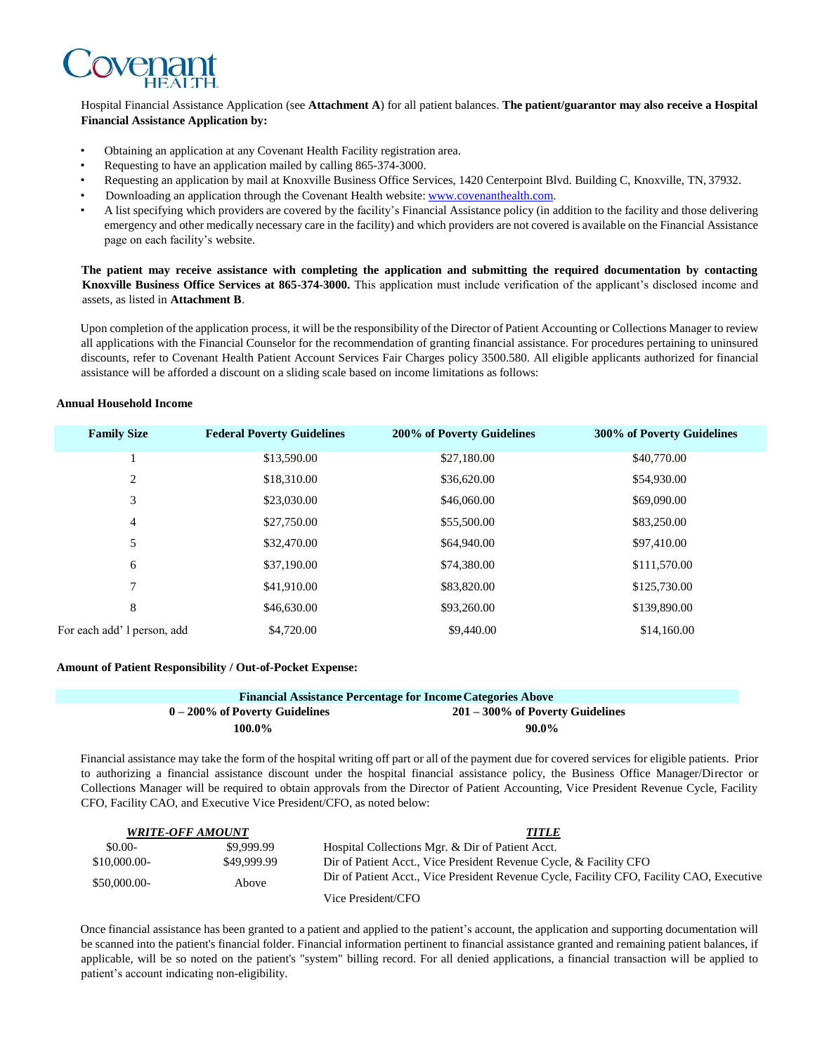Hospital Financial Assistance Application (see **Attachment A**) for all patient balances. **The patient/guarantor may also receive a Hospital Financial Assistance Application by:**

- Obtaining an application at any Covenant Health Facility registration area.
- Requesting to have an application mailed by calling 865-374-3000.
- Requesting an application by mail at Knoxville Business Office Services, 1420 Centerpoint Blvd. Building C, Knoxville, TN, 37932.
- Downloading an application through the Covenant Health website: www.covenanthealth.com.
- A list specifying which providers are covered by the facility's Financial Assistance policy (in addition to the facility and those delivering emergency and other medically necessary care in the facility) and which providers are not covered is available on the Financial Assistance page on each facility's website.

**The patient may receive assistance with completing the application and submitting the required documentation by contacting Knoxville Business Office Services at 865-374-3000.** This application must include verification of the applicant's disclosed income and assets, as listed in **Attachment B**.

Upon completion of the application process, it will be the responsibility of the Director of Patient Accounting or Collections Manager to review all applications with the Financial Counselor for the recommendation of granting financial assistance. For procedures pertaining to uninsured discounts, refer to Covenant Health Patient Account Services Fair Charges policy 3500.580. All eligible applicants authorized for financial assistance will be afforded a discount on a sliding scale based on income limitations as follows:

**Annual Household Income**

| Family Size | Federal Poverty Guidelines | 200% of Poverty Guidelines | 300% of Poverty Guidelines |
|---|---|---|---|
| 1 | $13,590.00 | $27,180.00 | $40,770.00 |
| 2 | $18,310.00 | $36,620.00 | $54,930.00 |
| 3 | $23,030.00 | $46,060.00 | $69,090.00 |
| 4 | $27,750.00 | $55,500.00 | $83,250.00 |
| 5 | $32,470.00 | $64,940.00 | $97,410.00 |
| 6 | $37,190.00 | $74,380.00 | $111,570.00 |
| 7 | $41,910.00 | $83,820.00 | $125,730.00 |
| 8 | $46,630.00 | $93,260.00 | $139,890.00 |
| For each add' l person, add | $4,720.00 | $9,440.00 | $14,160.00 |

**Amount of Patient Responsibility / Out-of-Pocket Expense:**

| **Financial Assistance Percentage for Income Categories Above** | |
|---|---|
| **0 – 200% of Poverty Guidelines** | **201 – 300% of Poverty Guidelines** |
| **100.0%** | **90.0%** |

Financial assistance may take the form of the hospital writing off part or all of the payment due for covered services for eligible patients. Prior to authorizing a financial assistance discount under the hospital financial assistance policy, the Business Office Manager/Director or Collections Manager will be required to obtain approvals from the Director of Patient Accounting, Vice President Revenue Cycle, Facility CFO, Facility CAO, and Executive Vice President/CFO, as noted below:

| ***WRITE-OFF AMOUNT*** | | ***TITLE*** |
|---|---|---|
| $0.00- | $9,999.99 | Hospital Collections Mgr. & Dir of Patient Acct. |
| $10,000.00- | $49,999.99 | Dir of Patient Acct., Vice President Revenue Cycle, & Facility CFO |
| $50,000.00- | Above | Dir of Patient Acct., Vice President Revenue Cycle, Facility CFO, Facility CAO, Executive Vice President/CFO |

Once financial assistance has been granted to a patient and applied to the patient's account, the application and supporting documentation will be scanned into the patient's financial folder. Financial information pertinent to financial assistance granted and remaining patient balances, if applicable, will be so noted on the patient's "system" billing record. For all denied applications, a financial transaction will be applied to patient's account indicating non-eligibility.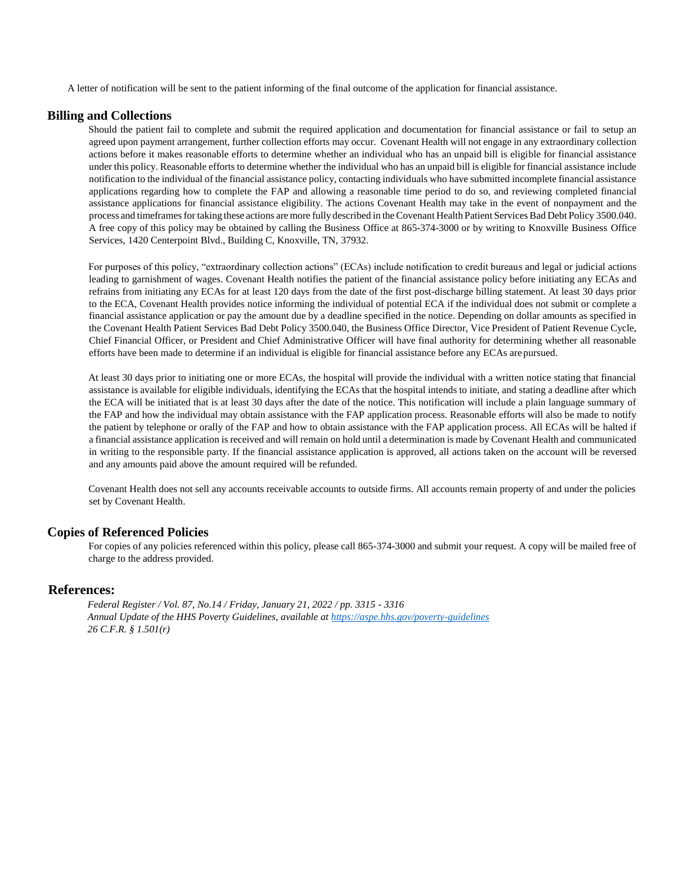A letter of notification will be sent to the patient informing of the final outcome of the application for financial assistance.

## Billing and Collections

Should the patient fail to complete and submit the required application and documentation for financial assistance or fail to setup an agreed upon payment arrangement, further collection efforts may occur. Covenant Health will not engage in any extraordinary collection actions before it makes reasonable efforts to determine whether an individual who has an unpaid bill is eligible for financial assistance under this policy. Reasonable efforts to determine whether the individual who has an unpaid bill is eligible for financial assistance include notification to the individual of the financial assistance policy, contacting individuals who have submitted incomplete financial assistance applications regarding how to complete the FAP and allowing a reasonable time period to do so, and reviewing completed financial assistance applications for financial assistance eligibility. The actions Covenant Health may take in the event of nonpayment and the process and timeframes for taking these actions are more fully described in the Covenant Health Patient Services Bad Debt Policy 3500.040. A free copy of this policy may be obtained by calling the Business Office at 865-374-3000 or by writing to Knoxville Business Office Services, 1420 Centerpoint Blvd., Building C, Knoxville, TN, 37932.

For purposes of this policy, "extraordinary collection actions" (ECAs) include notification to credit bureaus and legal or judicial actions leading to garnishment of wages. Covenant Health notifies the patient of the financial assistance policy before initiating any ECAs and refrains from initiating any ECAs for at least 120 days from the date of the first post-discharge billing statement. At least 30 days prior to the ECA, Covenant Health provides notice informing the individual of potential ECA if the individual does not submit or complete a financial assistance application or pay the amount due by a deadline specified in the notice. Depending on dollar amounts as specified in the Covenant Health Patient Services Bad Debt Policy 3500.040, the Business Office Director, Vice President of Patient Revenue Cycle, Chief Financial Officer, or President and Chief Administrative Officer will have final authority for determining whether all reasonable efforts have been made to determine if an individual is eligible for financial assistance before any ECAs are pursued.

At least 30 days prior to initiating one or more ECAs, the hospital will provide the individual with a written notice stating that financial assistance is available for eligible individuals, identifying the ECAs that the hospital intends to initiate, and stating a deadline after which the ECA will be initiated that is at least 30 days after the date of the notice. This notification will include a plain language summary of the FAP and how the individual may obtain assistance with the FAP application process. Reasonable efforts will also be made to notify the patient by telephone or orally of the FAP and how to obtain assistance with the FAP application process. All ECAs will be halted if a financial assistance application is received and will remain on hold until a determination is made by Covenant Health and communicated in writing to the responsible party. If the financial assistance application is approved, all actions taken on the account will be reversed and any amounts paid above the amount required will be refunded.

Covenant Health does not sell any accounts receivable accounts to outside firms. All accounts remain property of and under the policies set by Covenant Health.

## Copies of Referenced Policies

For copies of any policies referenced within this policy, please call 865-374-3000 and submit your request. A copy will be mailed free of charge to the address provided.

## References:

*Federal Register / Vol. 87, No.14 / Friday, January 21, 2022 / pp. 3315 - 3316*
*Annual Update of the HHS Poverty Guidelines, available at [https://aspe.hhs.gov/poverty-guidelines](https://aspe.hhs.gov/poverty-guidelines)*
*26 C.F.R. § 1.501(r)*